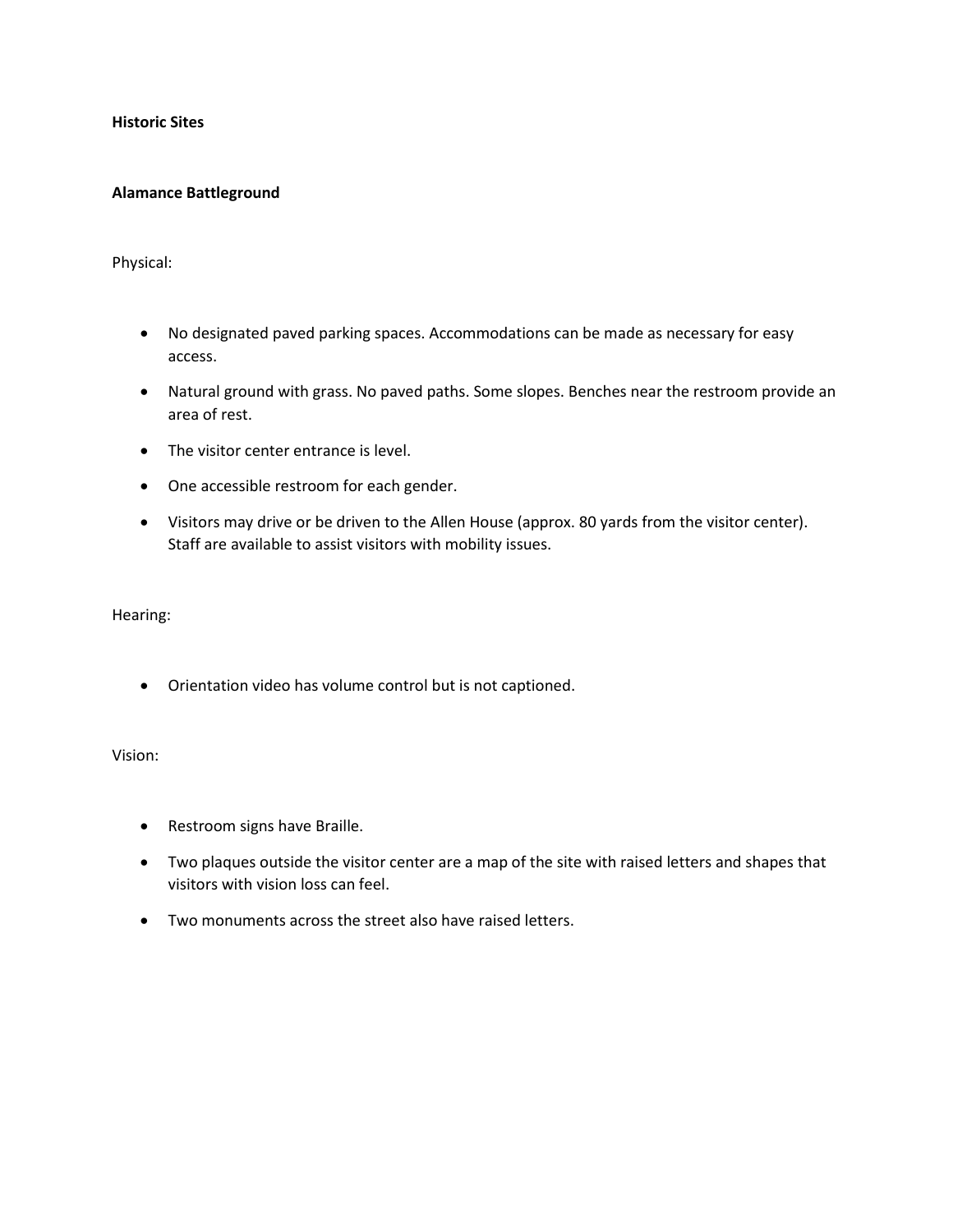# Historic Sites

## Alamance Battleground

Physical:

- No designated paved parking spaces. Accommodations can be made as necessary for easy access.
- Natural ground with grass. No paved paths. Some slopes. Benches near the restroom provide an area of rest.
- The visitor center entrance is level.
- One accessible restroom for each gender.
- Visitors may drive or be driven to the Allen House (approx. 80 yards from the visitor center). Staff are available to assist visitors with mobility issues.

Hearing:

- Orientation video has volume control but is not captioned.

Vision:

- Restroom signs have Braille.
- Two plaques outside the visitor center are a map of the site with raised letters and shapes that visitors with vision loss can feel.
- Two monuments across the street also have raised letters.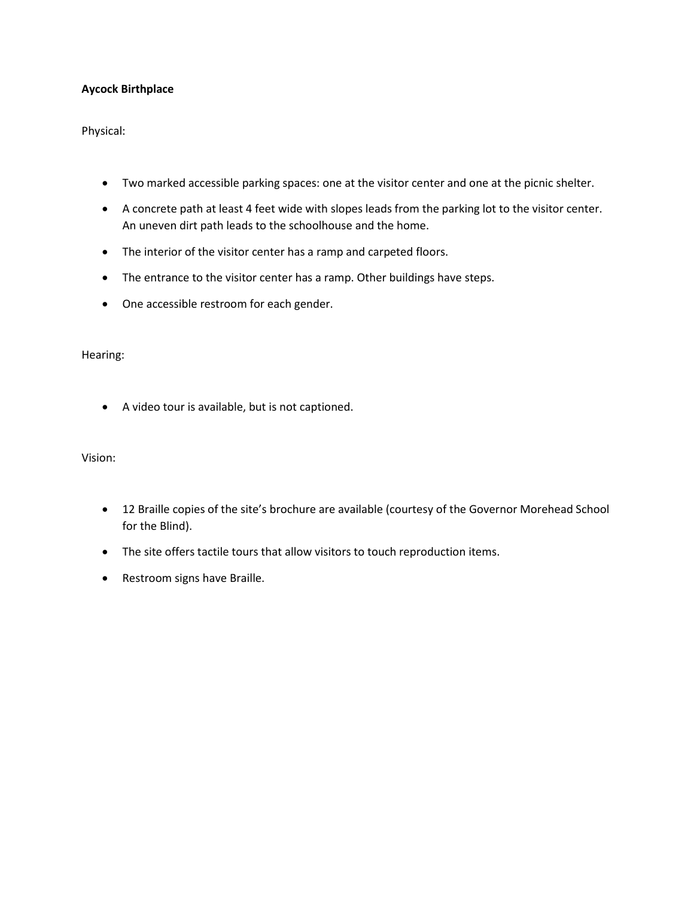**Aycock Birthplace**

Physical:

- Two marked accessible parking spaces: one at the visitor center and one at the picnic shelter.
- A concrete path at least 4 feet wide with slopes leads from the parking lot to the visitor center. An uneven dirt path leads to the schoolhouse and the home.
- The interior of the visitor center has a ramp and carpeted floors.
- The entrance to the visitor center has a ramp. Other buildings have steps.
- One accessible restroom for each gender.

Hearing:

- A video tour is available, but is not captioned.

Vision:

- 12 Braille copies of the site's brochure are available (courtesy of the Governor Morehead School for the Blind).
- The site offers tactile tours that allow visitors to touch reproduction items.
- Restroom signs have Braille.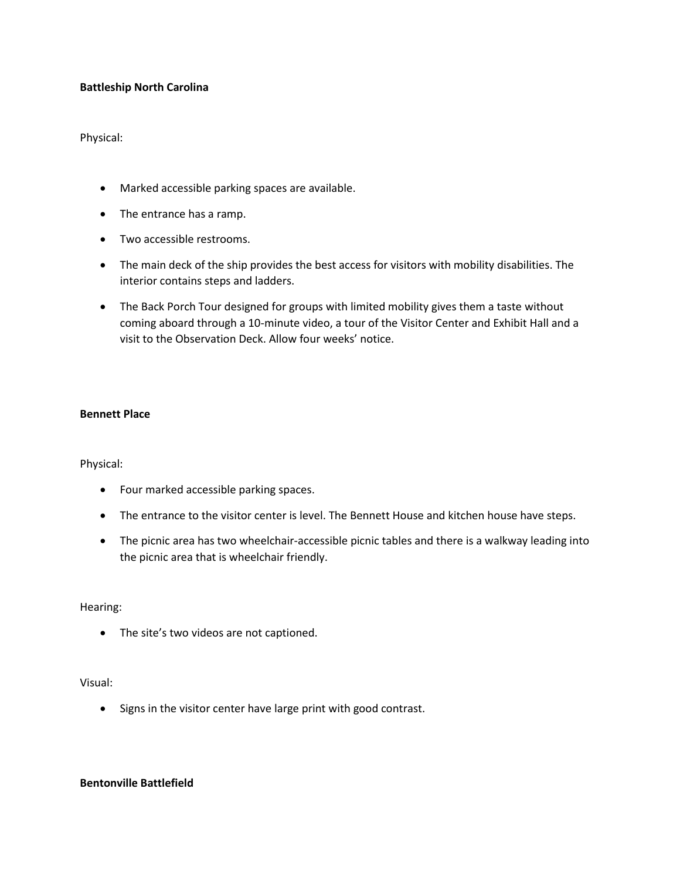**Battleship North Carolina**

Physical:

- Marked accessible parking spaces are available.
- The entrance has a ramp.
- Two accessible restrooms.
- The main deck of the ship provides the best access for visitors with mobility disabilities. The interior contains steps and ladders.
- The Back Porch Tour designed for groups with limited mobility gives them a taste without coming aboard through a 10-minute video, a tour of the Visitor Center and Exhibit Hall and a visit to the Observation Deck. Allow four weeks' notice.

**Bennett Place**

Physical:

- Four marked accessible parking spaces.
- The entrance to the visitor center is level. The Bennett House and kitchen house have steps.
- The picnic area has two wheelchair-accessible picnic tables and there is a walkway leading into the picnic area that is wheelchair friendly.

Hearing:

- The site's two videos are not captioned.

Visual:

- Signs in the visitor center have large print with good contrast.

**Bentonville Battlefield**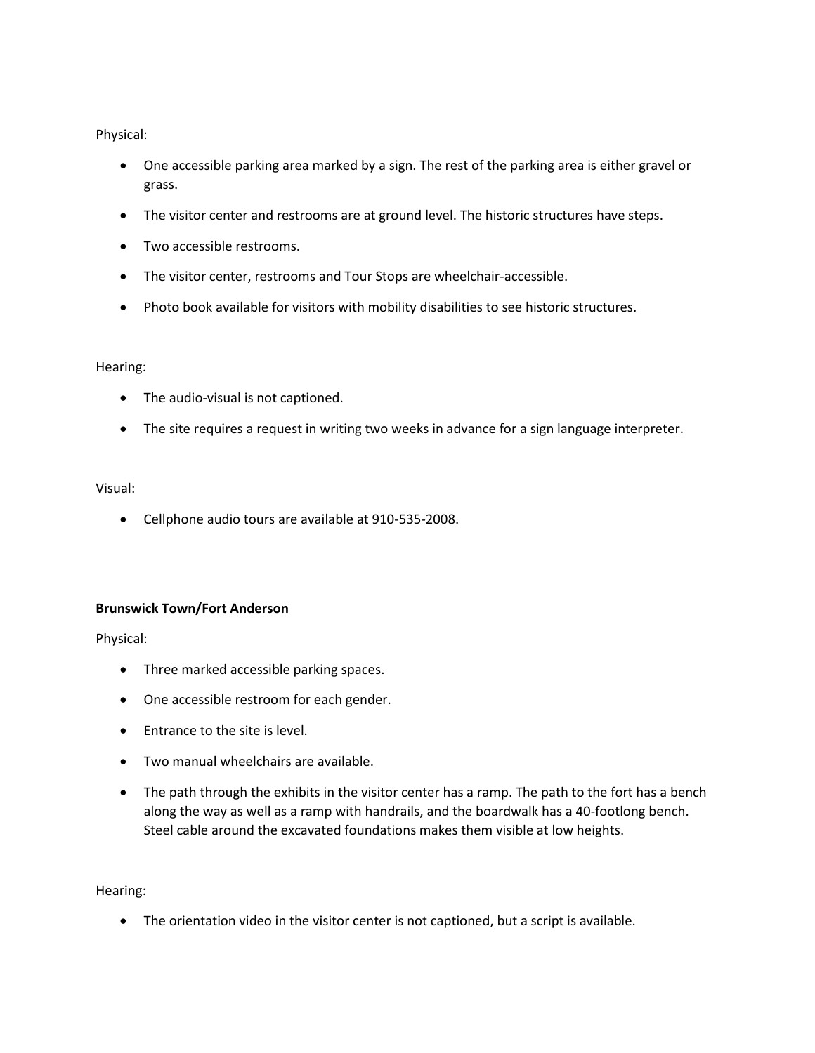Physical:

- One accessible parking area marked by a sign. The rest of the parking area is either gravel or grass.
- The visitor center and restrooms are at ground level. The historic structures have steps.
- Two accessible restrooms.
- The visitor center, restrooms and Tour Stops are wheelchair-accessible.
- Photo book available for visitors with mobility disabilities to see historic structures.

Hearing:

- The audio-visual is not captioned.
- The site requires a request in writing two weeks in advance for a sign language interpreter.

Visual:

- Cellphone audio tours are available at 910-535-2008.

**Brunswick Town/Fort Anderson**

Physical:

- Three marked accessible parking spaces.
- One accessible restroom for each gender.
- Entrance to the site is level.
- Two manual wheelchairs are available.
- The path through the exhibits in the visitor center has a ramp. The path to the fort has a bench along the way as well as a ramp with handrails, and the boardwalk has a 40-footlong bench. Steel cable around the excavated foundations makes them visible at low heights.

Hearing:

- The orientation video in the visitor center is not captioned, but a script is available.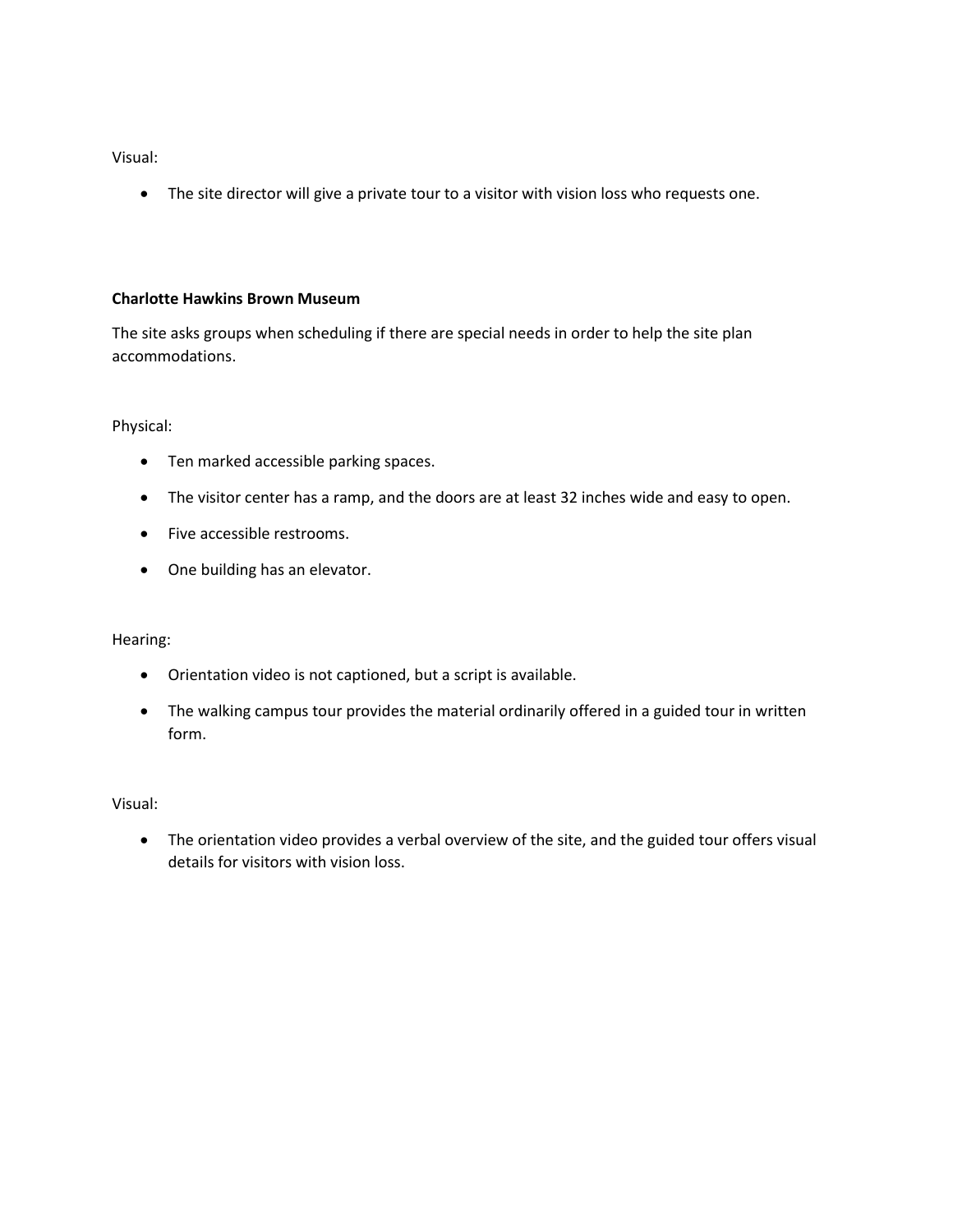Visual:

- The site director will give a private tour to a visitor with vision loss who requests one.

**Charlotte Hawkins Brown Museum**

The site asks groups when scheduling if there are special needs in order to help the site plan accommodations.

Physical:

- Ten marked accessible parking spaces.
- The visitor center has a ramp, and the doors are at least 32 inches wide and easy to open.
- Five accessible restrooms.
- One building has an elevator.

Hearing:

- Orientation video is not captioned, but a script is available.
- The walking campus tour provides the material ordinarily offered in a guided tour in written form.

Visual:

- The orientation video provides a verbal overview of the site, and the guided tour offers visual details for visitors with vision loss.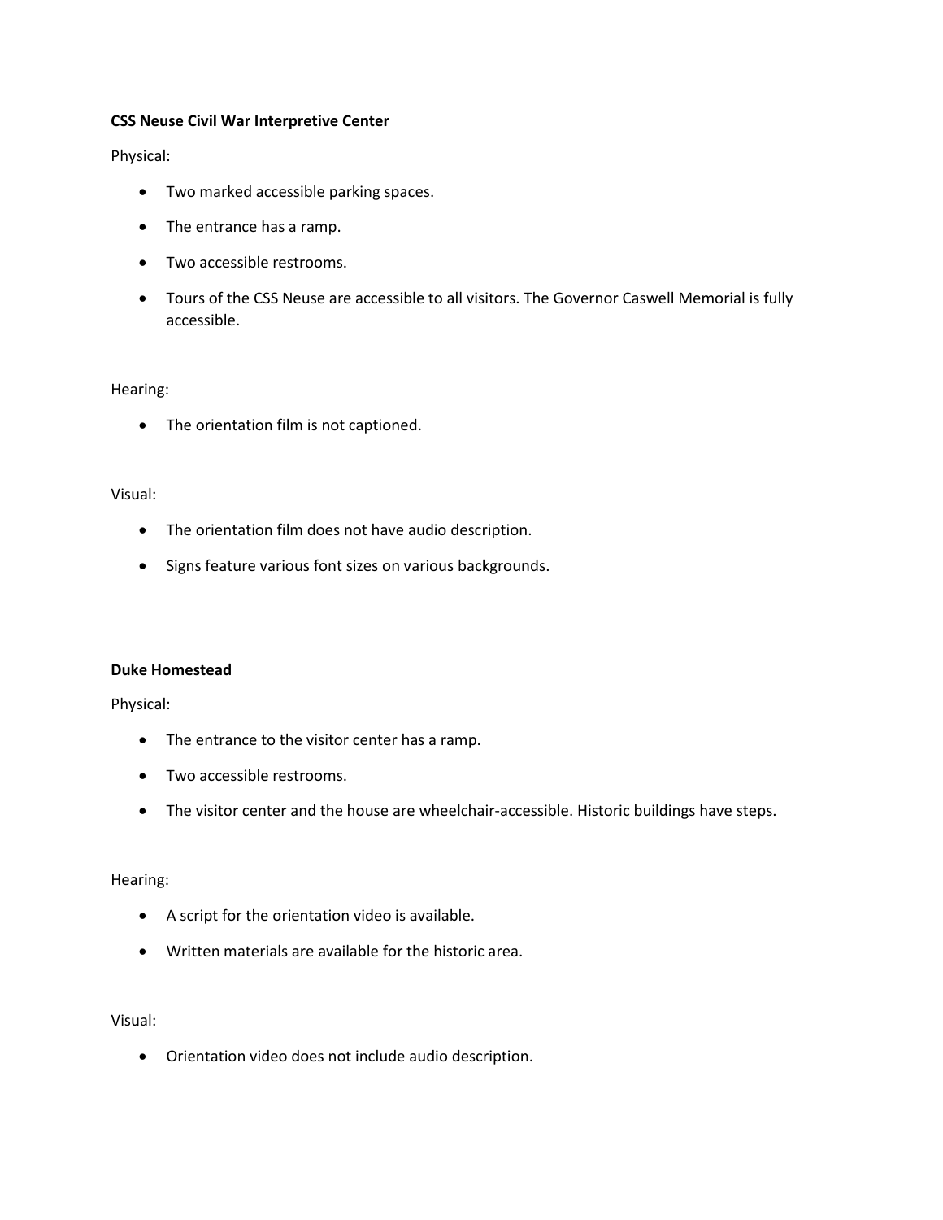**CSS Neuse Civil War Interpretive Center**

Physical:

- Two marked accessible parking spaces.
- The entrance has a ramp.
- Two accessible restrooms.
- Tours of the CSS Neuse are accessible to all visitors. The Governor Caswell Memorial is fully accessible.

Hearing:

- The orientation film is not captioned.

Visual:

- The orientation film does not have audio description.
- Signs feature various font sizes on various backgrounds.

**Duke Homestead**

Physical:

- The entrance to the visitor center has a ramp.
- Two accessible restrooms.
- The visitor center and the house are wheelchair-accessible. Historic buildings have steps.

Hearing:

- A script for the orientation video is available.
- Written materials are available for the historic area.

Visual:

- Orientation video does not include audio description.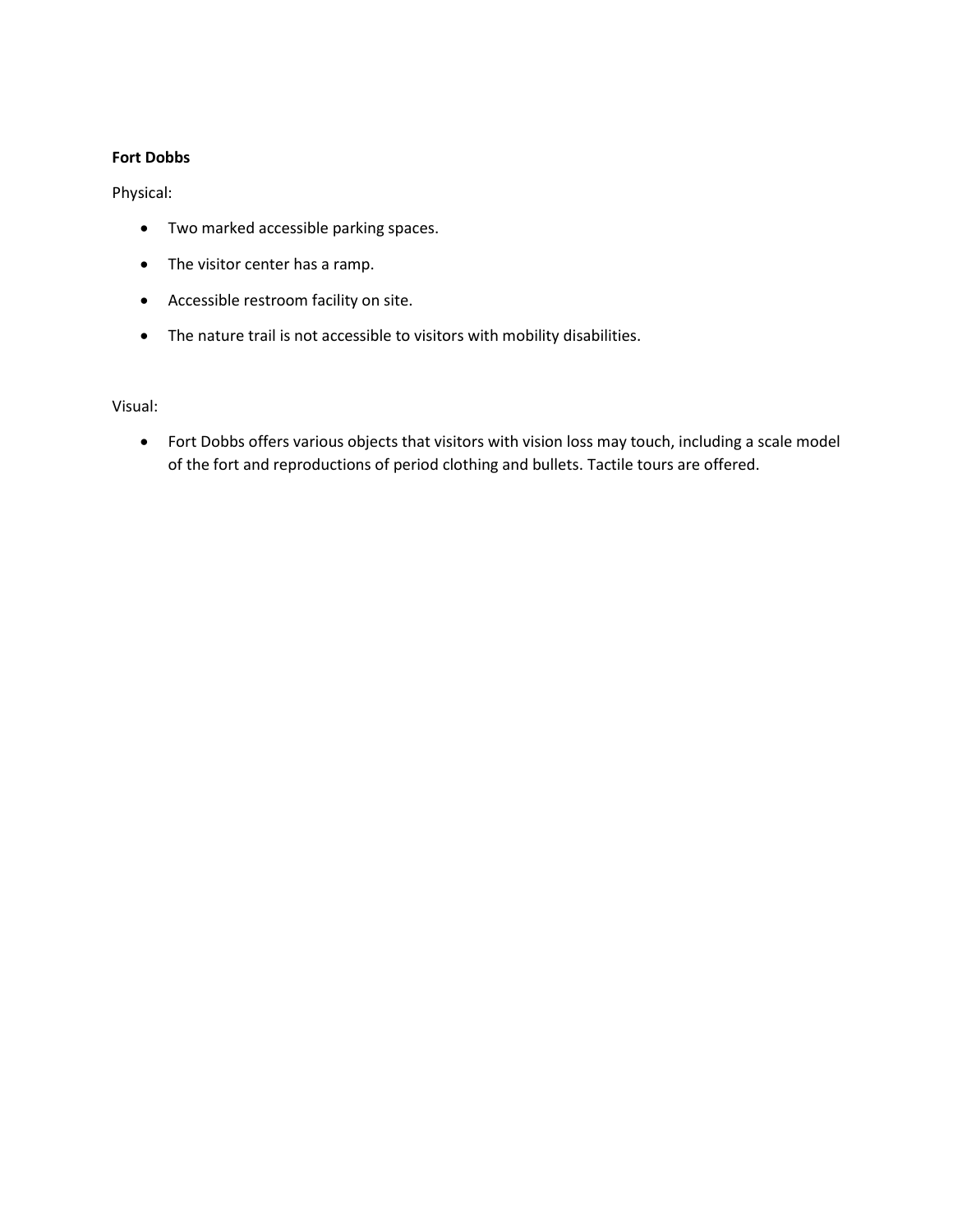**Fort Dobbs**

Physical:

- Two marked accessible parking spaces.
- The visitor center has a ramp.
- Accessible restroom facility on site.
- The nature trail is not accessible to visitors with mobility disabilities.

Visual:

- Fort Dobbs offers various objects that visitors with vision loss may touch, including a scale model of the fort and reproductions of period clothing and bullets. Tactile tours are offered.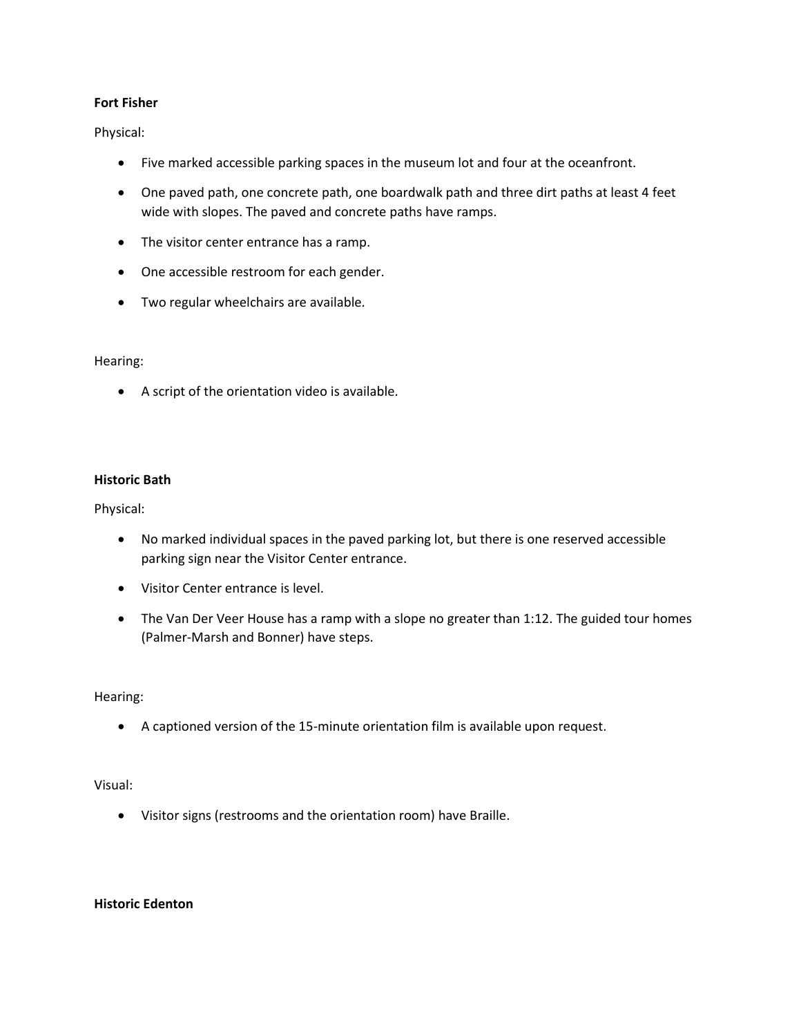**Fort Fisher**

Physical:

- Five marked accessible parking spaces in the museum lot and four at the oceanfront.
- One paved path, one concrete path, one boardwalk path and three dirt paths at least 4 feet wide with slopes. The paved and concrete paths have ramps.
- The visitor center entrance has a ramp.
- One accessible restroom for each gender.
- Two regular wheelchairs are available.

Hearing:

- A script of the orientation video is available.

**Historic Bath**

Physical:

- No marked individual spaces in the paved parking lot, but there is one reserved accessible parking sign near the Visitor Center entrance.
- Visitor Center entrance is level.
- The Van Der Veer House has a ramp with a slope no greater than 1:12. The guided tour homes (Palmer-Marsh and Bonner) have steps.

Hearing:

- A captioned version of the 15-minute orientation film is available upon request.

Visual:

- Visitor signs (restrooms and the orientation room) have Braille.

**Historic Edenton**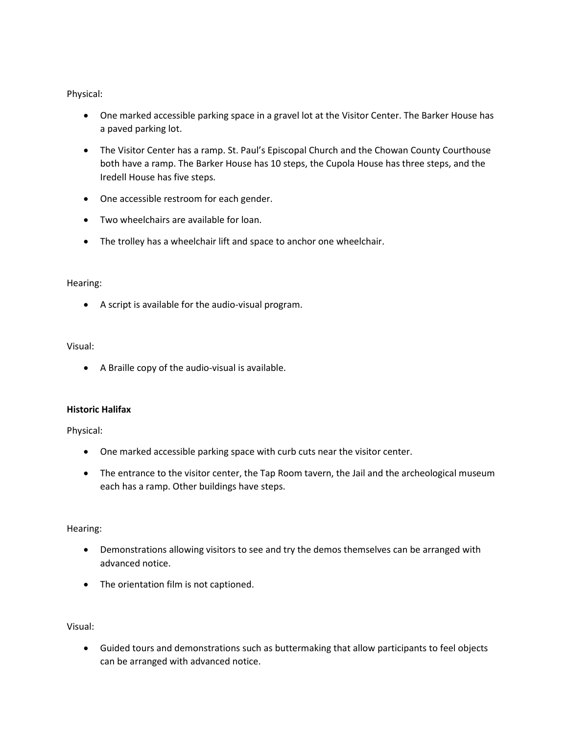Physical:

- One marked accessible parking space in a gravel lot at the Visitor Center. The Barker House has a paved parking lot.
- The Visitor Center has a ramp. St. Paul's Episcopal Church and the Chowan County Courthouse both have a ramp. The Barker House has 10 steps, the Cupola House has three steps, and the Iredell House has five steps.
- One accessible restroom for each gender.
- Two wheelchairs are available for loan.
- The trolley has a wheelchair lift and space to anchor one wheelchair.

Hearing:

- A script is available for the audio-visual program.

Visual:

- A Braille copy of the audio-visual is available.

**Historic Halifax**

Physical:

- One marked accessible parking space with curb cuts near the visitor center.
- The entrance to the visitor center, the Tap Room tavern, the Jail and the archeological museum each has a ramp. Other buildings have steps.

Hearing:

- Demonstrations allowing visitors to see and try the demos themselves can be arranged with advanced notice.
- The orientation film is not captioned.

Visual:

- Guided tours and demonstrations such as buttermaking that allow participants to feel objects can be arranged with advanced notice.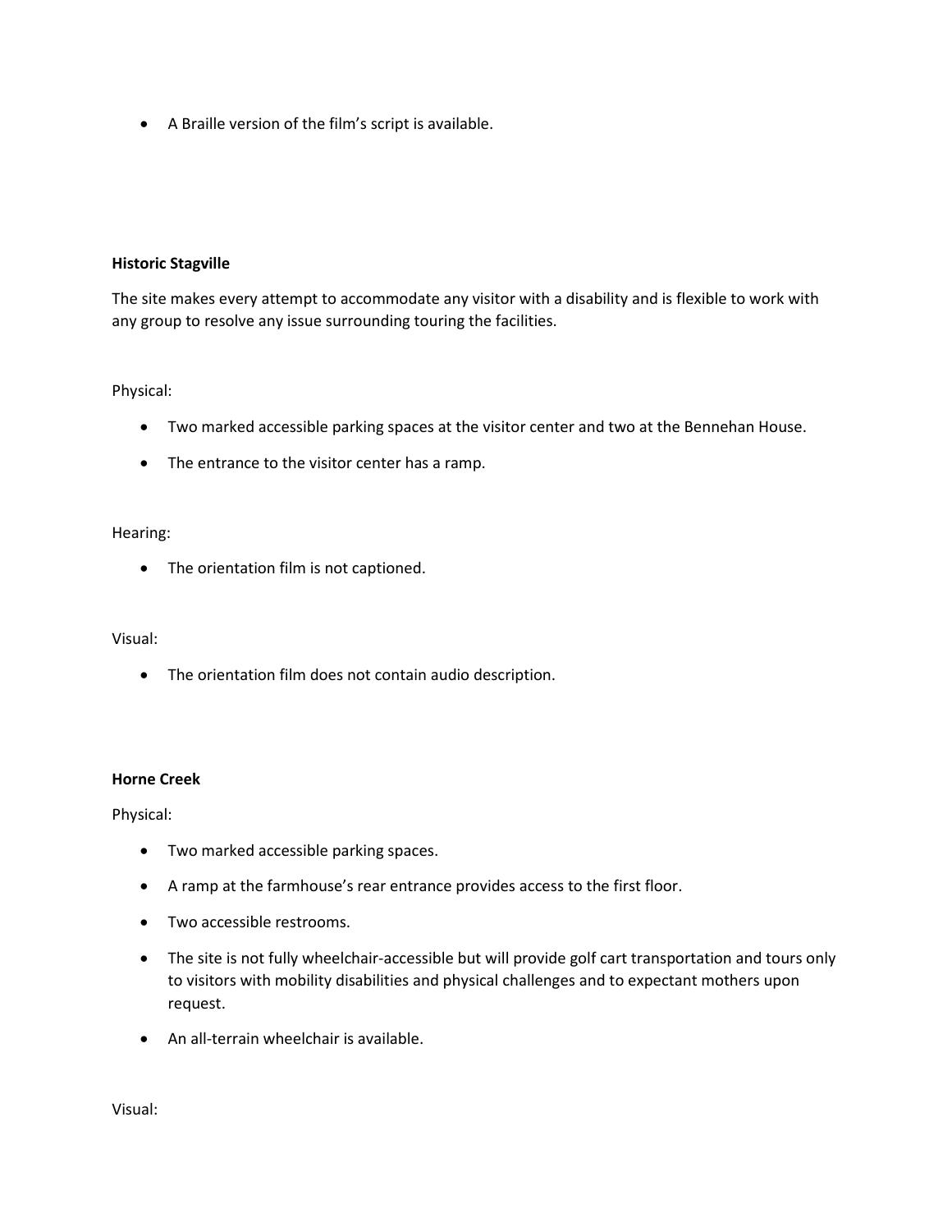- A Braille version of the film's script is available.

**Historic Stagville**

The site makes every attempt to accommodate any visitor with a disability and is flexible to work with any group to resolve any issue surrounding touring the facilities.

Physical:

- Two marked accessible parking spaces at the visitor center and two at the Bennehan House.
- The entrance to the visitor center has a ramp.

Hearing:

- The orientation film is not captioned.

Visual:

- The orientation film does not contain audio description.

**Horne Creek**

Physical:

- Two marked accessible parking spaces.
- A ramp at the farmhouse's rear entrance provides access to the first floor.
- Two accessible restrooms.
- The site is not fully wheelchair-accessible but will provide golf cart transportation and tours only to visitors with mobility disabilities and physical challenges and to expectant mothers upon request.
- An all-terrain wheelchair is available.

Visual: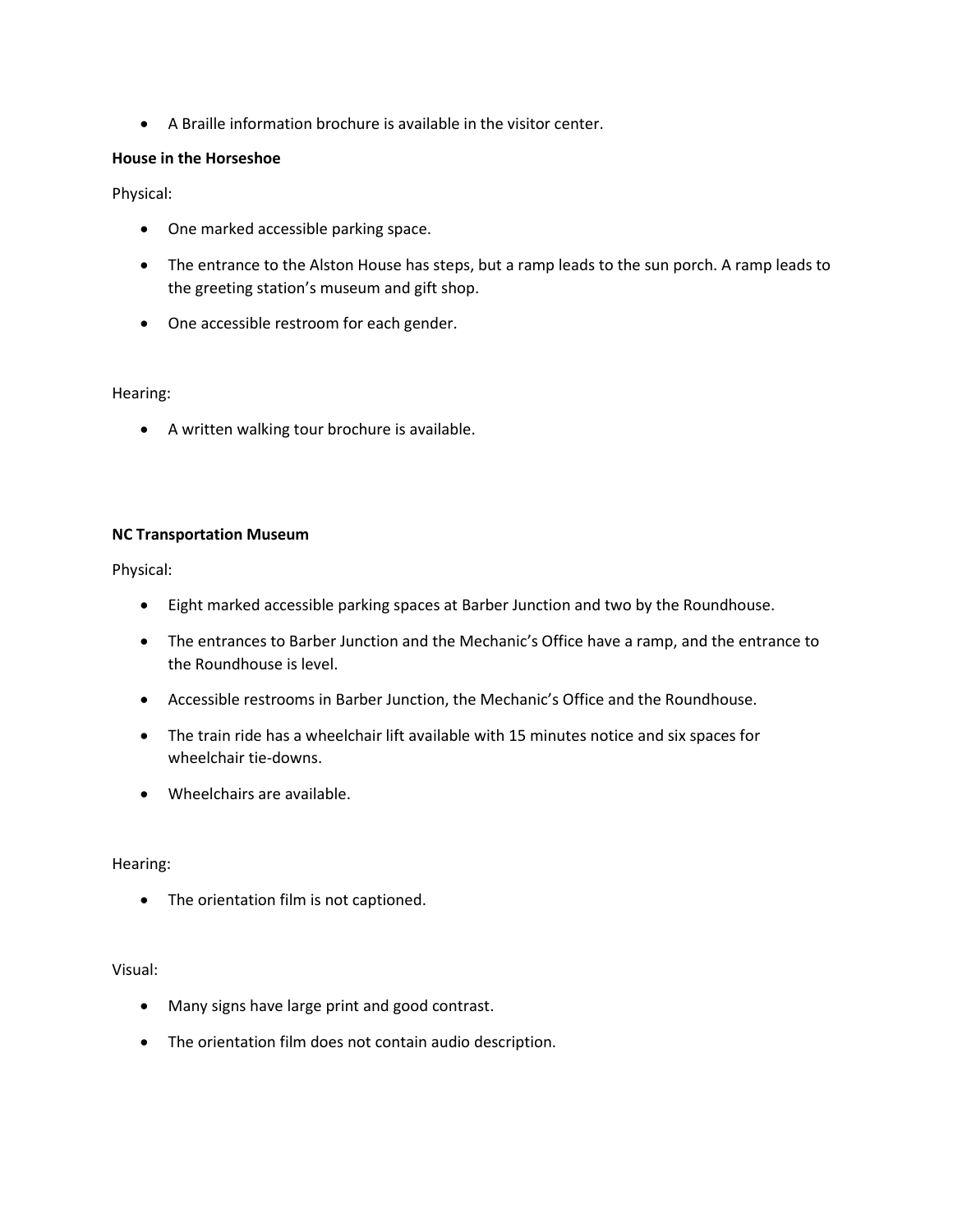- A Braille information brochure is available in the visitor center.

**House in the Horseshoe**

Physical:

- One marked accessible parking space.
- The entrance to the Alston House has steps, but a ramp leads to the sun porch. A ramp leads to the greeting station's museum and gift shop.
- One accessible restroom for each gender.

Hearing:

- A written walking tour brochure is available.

**NC Transportation Museum**

Physical:

- Eight marked accessible parking spaces at Barber Junction and two by the Roundhouse.
- The entrances to Barber Junction and the Mechanic's Office have a ramp, and the entrance to the Roundhouse is level.
- Accessible restrooms in Barber Junction, the Mechanic's Office and the Roundhouse.
- The train ride has a wheelchair lift available with 15 minutes notice and six spaces for wheelchair tie-downs.
- Wheelchairs are available.

Hearing:

- The orientation film is not captioned.

Visual:

- Many signs have large print and good contrast.
- The orientation film does not contain audio description.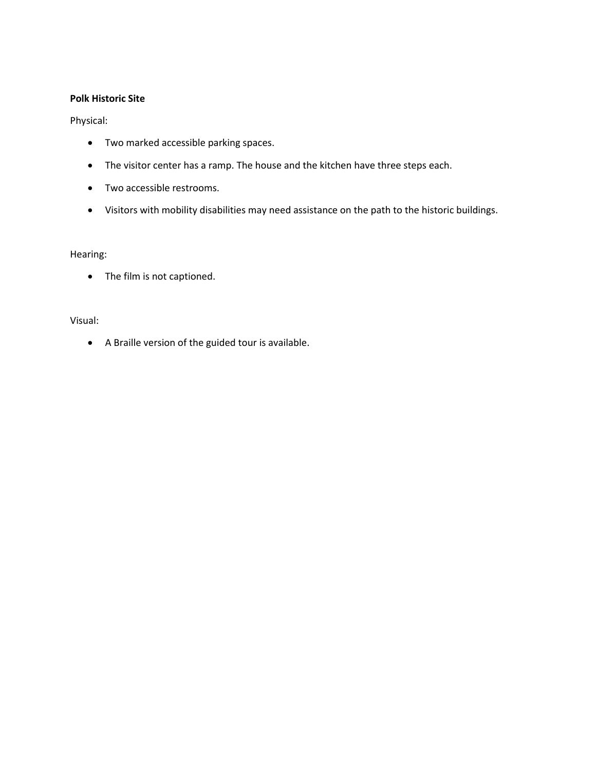**Polk Historic Site**

Physical:

- Two marked accessible parking spaces.
- The visitor center has a ramp. The house and the kitchen have three steps each.
- Two accessible restrooms.
- Visitors with mobility disabilities may need assistance on the path to the historic buildings.

Hearing:

- The film is not captioned.

Visual:

- A Braille version of the guided tour is available.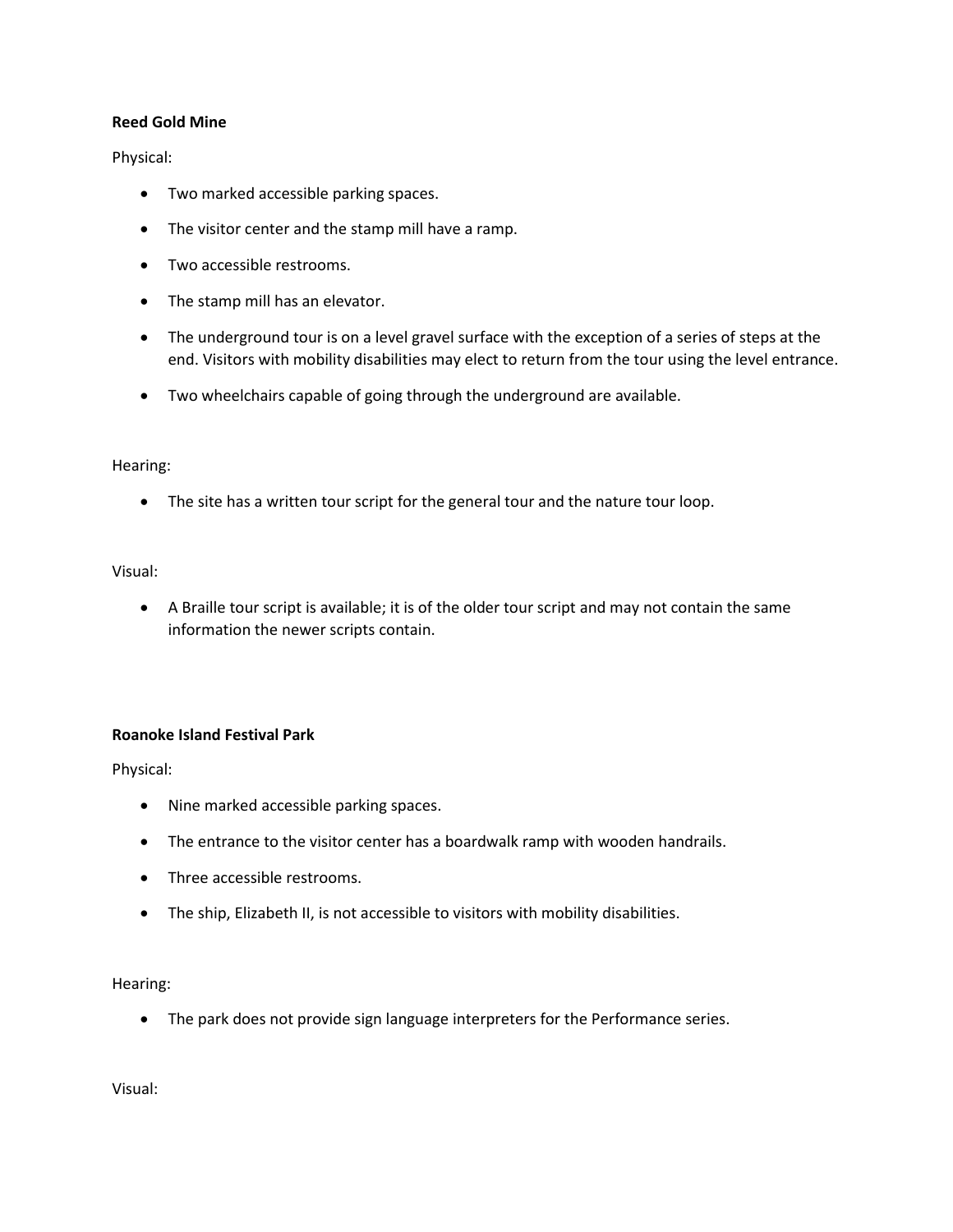**Reed Gold Mine**

Physical:

- Two marked accessible parking spaces.
- The visitor center and the stamp mill have a ramp.
- Two accessible restrooms.
- The stamp mill has an elevator.
- The underground tour is on a level gravel surface with the exception of a series of steps at the end. Visitors with mobility disabilities may elect to return from the tour using the level entrance.
- Two wheelchairs capable of going through the underground are available.

Hearing:

- The site has a written tour script for the general tour and the nature tour loop.

Visual:

- A Braille tour script is available; it is of the older tour script and may not contain the same information the newer scripts contain.

**Roanoke Island Festival Park**

Physical:

- Nine marked accessible parking spaces.
- The entrance to the visitor center has a boardwalk ramp with wooden handrails.
- Three accessible restrooms.
- The ship, Elizabeth II, is not accessible to visitors with mobility disabilities.

Hearing:

- The park does not provide sign language interpreters for the Performance series.

Visual: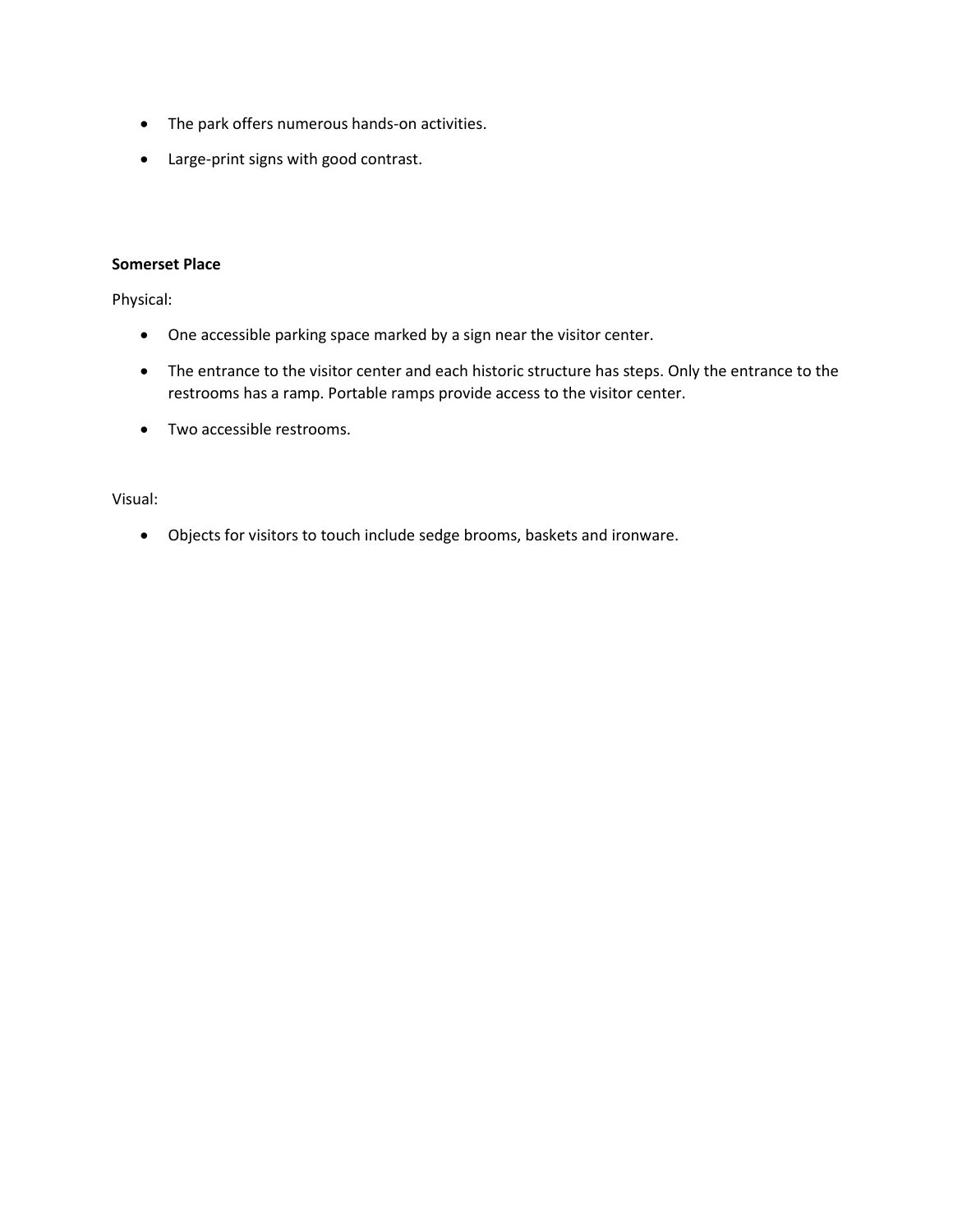- The park offers numerous hands-on activities.
- Large-print signs with good contrast.

**Somerset Place**

Physical:

- One accessible parking space marked by a sign near the visitor center.
- The entrance to the visitor center and each historic structure has steps. Only the entrance to the restrooms has a ramp. Portable ramps provide access to the visitor center.
- Two accessible restrooms.

Visual:

- Objects for visitors to touch include sedge brooms, baskets and ironware.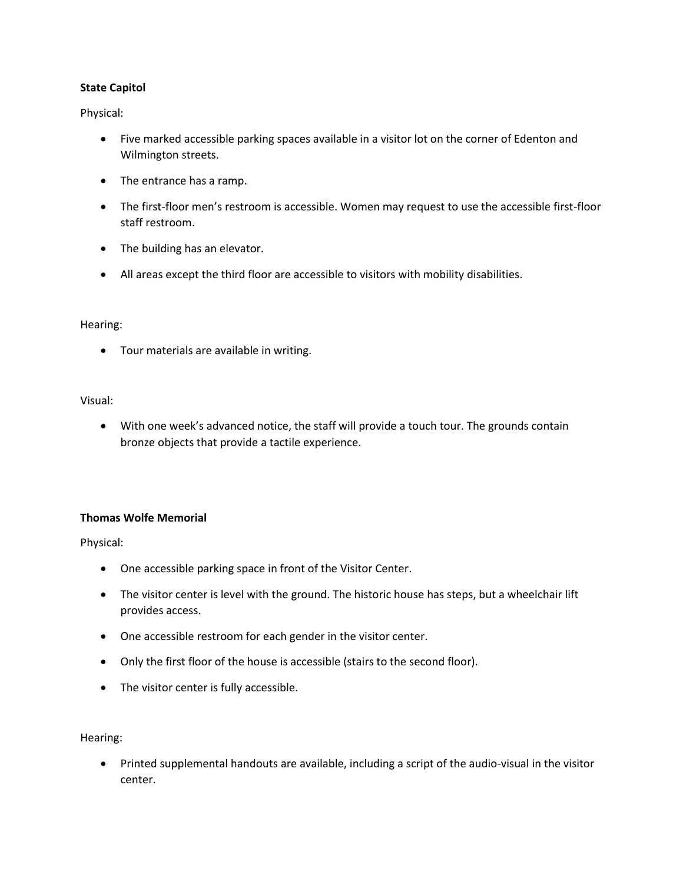**State Capitol**

Physical:

- Five marked accessible parking spaces available in a visitor lot on the corner of Edenton and Wilmington streets.
- The entrance has a ramp.
- The first-floor men's restroom is accessible. Women may request to use the accessible first-floor staff restroom.
- The building has an elevator.
- All areas except the third floor are accessible to visitors with mobility disabilities.

Hearing:

- Tour materials are available in writing.

Visual:

- With one week's advanced notice, the staff will provide a touch tour. The grounds contain bronze objects that provide a tactile experience.

**Thomas Wolfe Memorial**

Physical:

- One accessible parking space in front of the Visitor Center.
- The visitor center is level with the ground. The historic house has steps, but a wheelchair lift provides access.
- One accessible restroom for each gender in the visitor center.
- Only the first floor of the house is accessible (stairs to the second floor).
- The visitor center is fully accessible.

Hearing:

- Printed supplemental handouts are available, including a script of the audio-visual in the visitor center.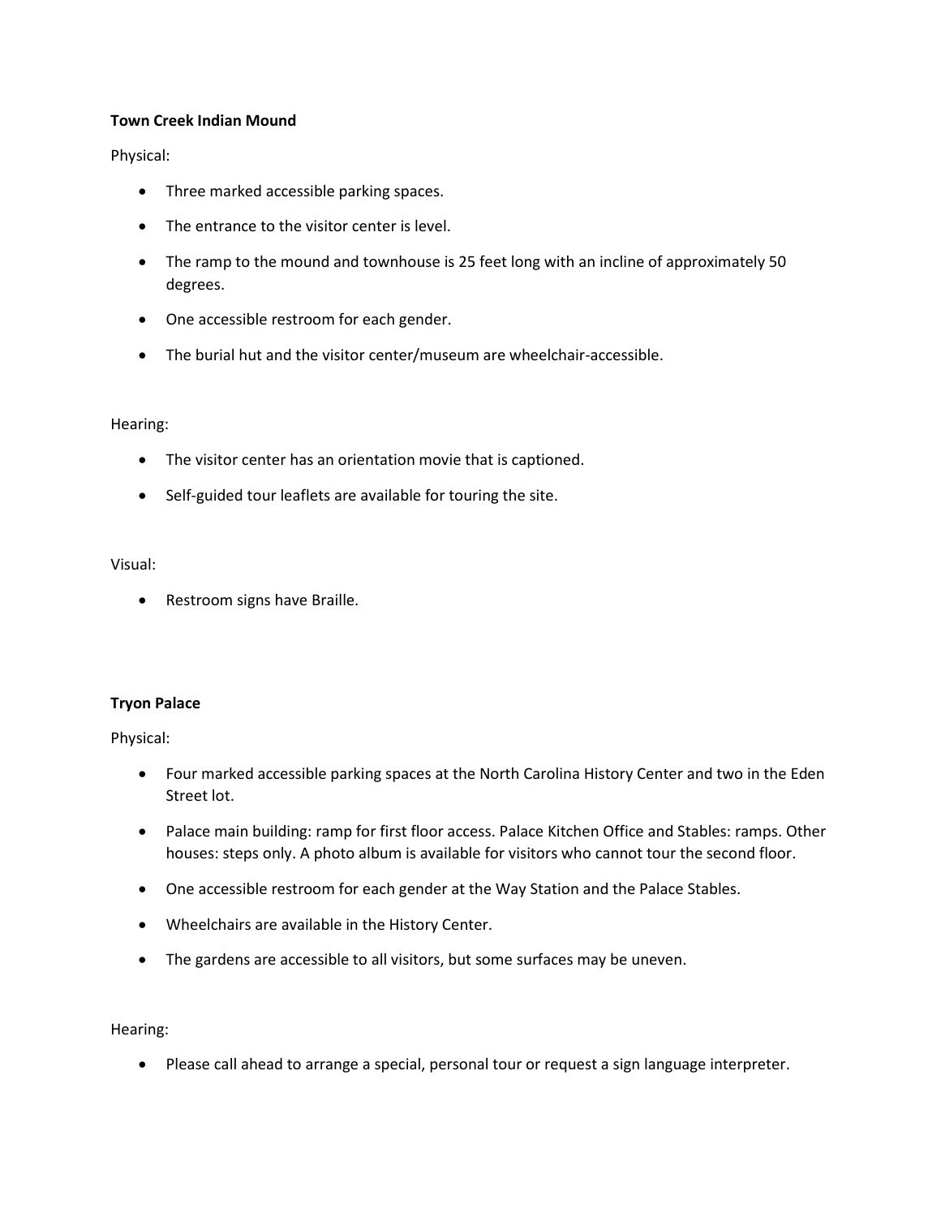**Town Creek Indian Mound**

Physical:

- Three marked accessible parking spaces.
- The entrance to the visitor center is level.
- The ramp to the mound and townhouse is 25 feet long with an incline of approximately 50 degrees.
- One accessible restroom for each gender.
- The burial hut and the visitor center/museum are wheelchair-accessible.

Hearing:

- The visitor center has an orientation movie that is captioned.
- Self-guided tour leaflets are available for touring the site.

Visual:

- Restroom signs have Braille.

**Tryon Palace**

Physical:

- Four marked accessible parking spaces at the North Carolina History Center and two in the Eden Street lot.
- Palace main building: ramp for first floor access. Palace Kitchen Office and Stables: ramps. Other houses: steps only. A photo album is available for visitors who cannot tour the second floor.
- One accessible restroom for each gender at the Way Station and the Palace Stables.
- Wheelchairs are available in the History Center.
- The gardens are accessible to all visitors, but some surfaces may be uneven.

Hearing:

- Please call ahead to arrange a special, personal tour or request a sign language interpreter.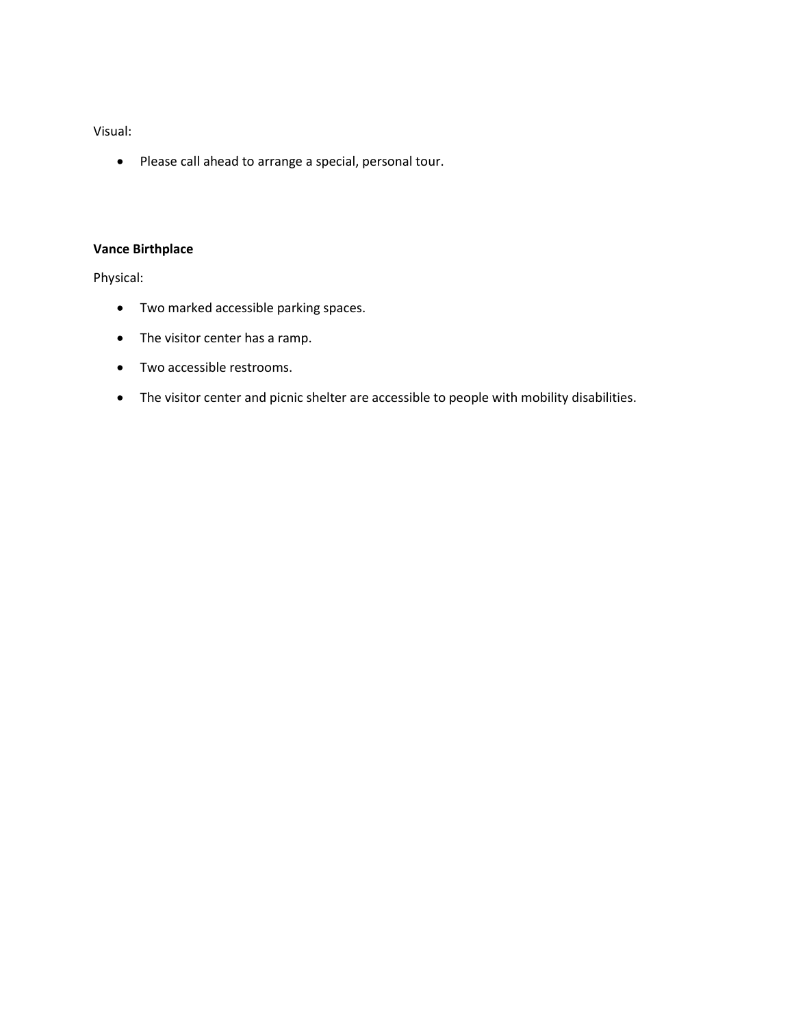Visual:

- Please call ahead to arrange a special, personal tour.

**Vance Birthplace**

Physical:

- Two marked accessible parking spaces.
- The visitor center has a ramp.
- Two accessible restrooms.
- The visitor center and picnic shelter are accessible to people with mobility disabilities.